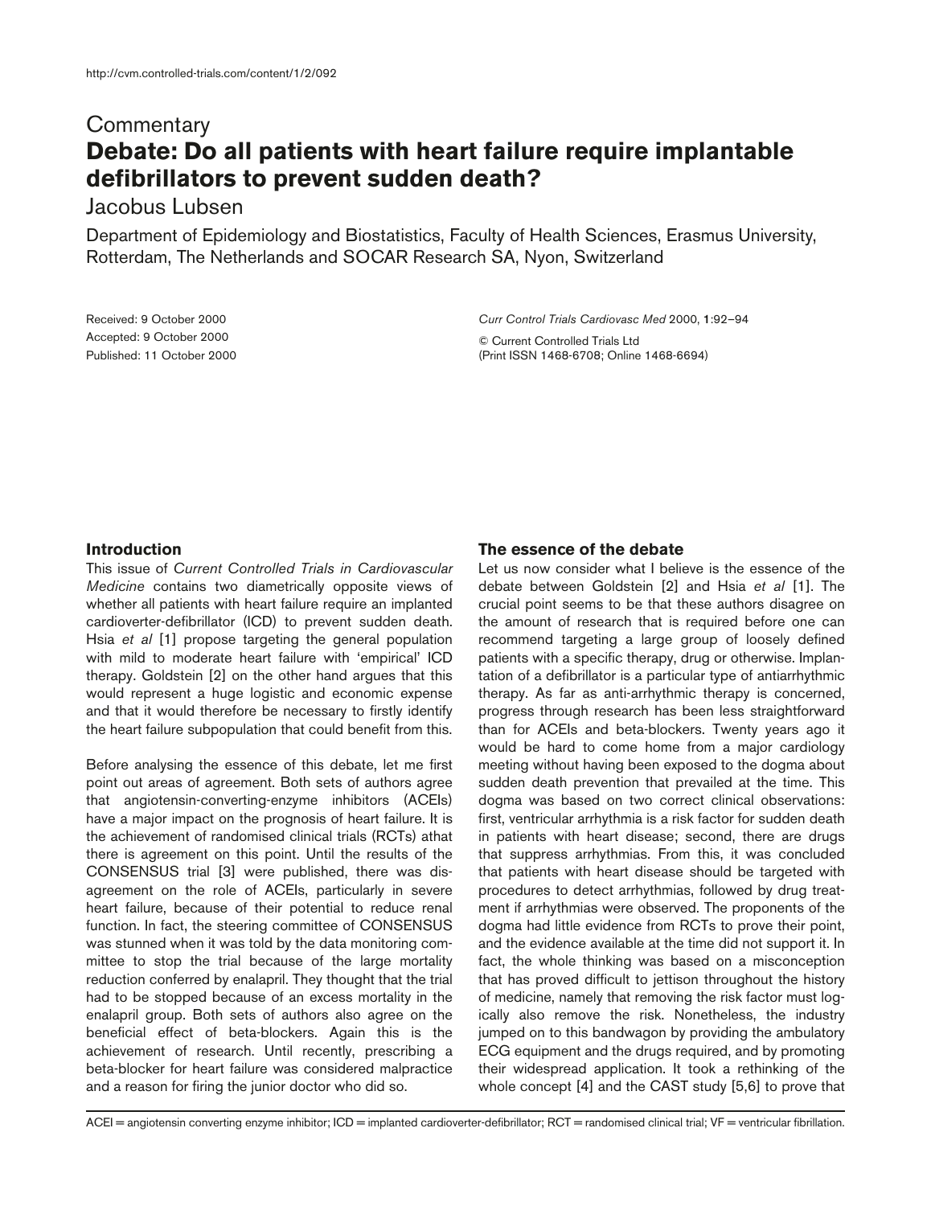# Commentary

## Debate: Do all patients with heart failure require implantable defibrillators to prevent sudden death?

Jacobus Lubsen

Department of Epidemiology and Biostatistics, Faculty of Health Sciences, Erasmus University, Rotterdam, The Netherlands and SOCAR Research SA, Nyon, Switzerland

Received: 9 October 2000
Accepted: 9 October 2000
Published: 11 October 2000

*Curr Control Trials Cardiovasc Med* 2000, **1**:92–94

© Current Controlled Trials Ltd
(Print ISSN 1468-6708; Online 1468-6694)

### Introduction

This issue of *Current Controlled Trials in Cardiovascular Medicine* contains two diametrically opposite views of whether all patients with heart failure require an implanted cardioverter-defibrillator (ICD) to prevent sudden death. Hsia *et al* [1] propose targeting the general population with mild to moderate heart failure with 'empirical' ICD therapy. Goldstein [2] on the other hand argues that this would represent a huge logistic and economic expense and that it would therefore be necessary to firstly identify the heart failure subpopulation that could benefit from this.

Before analysing the essence of this debate, let me first point out areas of agreement. Both sets of authors agree that angiotensin-converting-enzyme inhibitors (ACEIs) have a major impact on the prognosis of heart failure. It is the achievement of randomised clinical trials (RCTs) athat there is agreement on this point. Until the results of the CONSENSUS trial [3] were published, there was disagreement on the role of ACEIs, particularly in severe heart failure, because of their potential to reduce renal function. In fact, the steering committee of CONSENSUS was stunned when it was told by the data monitoring committee to stop the trial because of the large mortality reduction conferred by enalapril. They thought that the trial had to be stopped because of an excess mortality in the enalapril group. Both sets of authors also agree on the beneficial effect of beta-blockers. Again this is the achievement of research. Until recently, prescribing a beta-blocker for heart failure was considered malpractice and a reason for firing the junior doctor who did so.

### The essence of the debate

Let us now consider what I believe is the essence of the debate between Goldstein [2] and Hsia *et al* [1]. The crucial point seems to be that these authors disagree on the amount of research that is required before one can recommend targeting a large group of loosely defined patients with a specific therapy, drug or otherwise. Implantation of a defibrillator is a particular type of antiarrhythmic therapy. As far as anti-arrhythmic therapy is concerned, progress through research has been less straightforward than for ACEIs and beta-blockers. Twenty years ago it would be hard to come home from a major cardiology meeting without having been exposed to the dogma about sudden death prevention that prevailed at the time. This dogma was based on two correct clinical observations: first, ventricular arrhythmia is a risk factor for sudden death in patients with heart disease; second, there are drugs that suppress arrhythmias. From this, it was concluded that patients with heart disease should be targeted with procedures to detect arrhythmias, followed by drug treatment if arrhythmias were observed. The proponents of the dogma had little evidence from RCTs to prove their point, and the evidence available at the time did not support it. In fact, the whole thinking was based on a misconception that has proved difficult to jettison throughout the history of medicine, namely that removing the risk factor must logically also remove the risk. Nonetheless, the industry jumped on to this bandwagon by providing the ambulatory ECG equipment and the drugs required, and by promoting their widespread application. It took a rethinking of the whole concept [4] and the CAST study [5,6] to prove that

ACEI = angiotensin converting enzyme inhibitor; ICD = implanted cardioverter-defibrillator; RCT = randomised clinical trial; VF = ventricular fibrillation.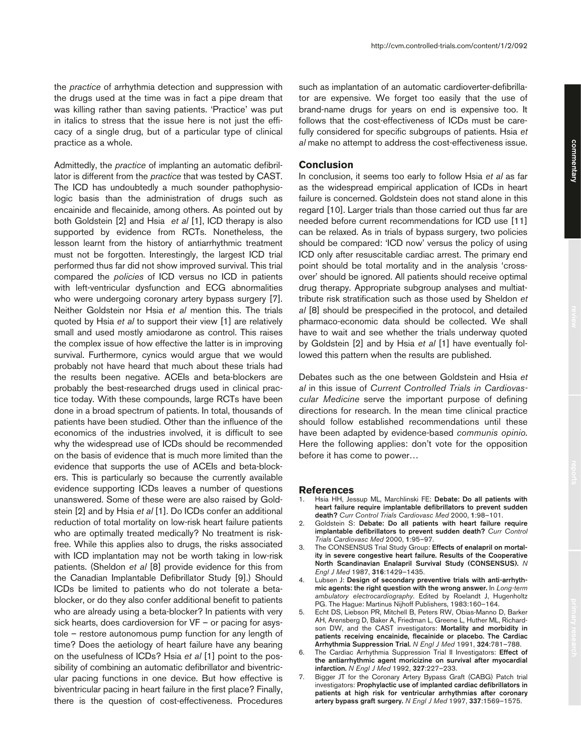the *practice* of arrhythmia detection and suppression with the drugs used at the time was in fact a pipe dream that was killing rather than saving patients. 'Practice' was put in italics to stress that the issue here is not just the efficacy of a single drug, but of a particular type of clinical practice as a whole.

Admittedly, the *practice* of implanting an automatic defibrillator is different from the *practice* that was tested by CAST. The ICD has undoubtedly a much sounder pathophysiologic basis than the administration of drugs such as encainide and flecainide, among others. As pointed out by both Goldstein [2] and Hsia *et al* [1], ICD therapy is also supported by evidence from RCTs. Nonetheless, the lesson learnt from the history of antiarrhythmic treatment must not be forgotten. Interestingly, the largest ICD trial performed thus far did not show improved survival. This trial compared the *policies* of ICD versus no ICD in patients with left-ventricular dysfunction and ECG abnormalities who were undergoing coronary artery bypass surgery [7]. Neither Goldstein nor Hsia *et al* mention this. The trials quoted by Hsia *et al* to support their view [1] are relatively small and used mostly amiodarone as control. This raises the complex issue of how effective the latter is in improving survival. Furthermore, cynics would argue that we would probably not have heard that much about these trials had the results been negative. ACEIs and beta-blockers are probably the best-researched drugs used in clinical practice today. With these compounds, large RCTs have been done in a broad spectrum of patients. In total, thousands of patients have been studied. Other than the influence of the economics of the industries involved, it is difficult to see why the widespread use of ICDs should be recommended on the basis of evidence that is much more limited than the evidence that supports the use of ACEIs and beta-blockers. This is particularly so because the currently available evidence supporting ICDs leaves a number of questions unanswered. Some of these were are also raised by Goldstein [2] and by Hsia *et al* [1]. Do ICDs confer an additional reduction of total mortality on low-risk heart failure patients who are optimally treated medically? No treatment is risk-free. While this applies also to drugs, the risks associated with ICD implantation may not be worth taking in low-risk patients. (Sheldon *et al* [8] provide evidence for this from the Canadian Implantable Defibrillator Study [9].) Should ICDs be limited to patients who do not tolerate a beta-blocker, or do they also confer additional benefit to patients who are already using a beta-blocker? In patients with very sick hearts, does cardioversion for VF – or pacing for asystole – restore autonomous pump function for any length of time? Does the aetiology of heart failure have any bearing on the usefulness of ICDs? Hsia *et al* [1] point to the possibility of combining an automatic defibrillator and biventricular pacing functions in one device. But how effective is biventricular pacing in heart failure in the first place? Finally, there is the question of cost-effectiveness. Procedures such as implantation of an automatic cardioverter-defibrillator are expensive. We forget too easily that the use of brand-name drugs for years on end is expensive too. It follows that the cost-effectiveness of ICDs must be carefully considered for specific subgroups of patients. Hsia *et al* make no attempt to address the cost-effectiveness issue.

## Conclusion

In conclusion, it seems too early to follow Hsia *et al* as far as the widespread empirical application of ICDs in heart failure is concerned. Goldstein does not stand alone in this regard [10]. Larger trials than those carried out thus far are needed before current recommendations for ICD use [11] can be relaxed. As in trials of bypass surgery, two policies should be compared: 'ICD now' versus the policy of using ICD only after resuscitable cardiac arrest. The primary end point should be total mortality and in the analysis 'cross-over' should be ignored. All patients should receive optimal drug therapy. Appropriate subgroup analyses and multiattribute risk stratification such as those used by Sheldon *et al* [8] should be prespecified in the protocol, and detailed pharmaco-economic data should be collected. We shall have to wait and see whether the trials underway quoted by Goldstein [2] and by Hsia *et al* [1] have eventually followed this pattern when the results are published.

Debates such as the one between Goldstein and Hsia *et al* in this issue of *Current Controlled Trials in Cardiovascular Medicine* serve the important purpose of defining directions for research. In the mean time clinical practice should follow established recommendations until these have been adapted by evidence-based *communis opinio*. Here the following applies: don't vote for the opposition before it has come to power…

## References

1. Hsia HH, Jessup ML, Marchlinski FE: **Debate: Do all patients with heart failure require implantable defibrillators to prevent sudden death?** *Curr Control Trials Cardiovasc Med* 2000, **1**:98–101.
2. Goldstein S: **Debate: Do all patients with heart failure require implantable defibrillators to prevent sudden death?** *Curr Control Trials Cardiovasc Med* 2000, **1**:95–97.
3. The CONSENSUS Trial Study Group: **Effects of enalapril on mortality in severe congestive heart failure. Results of the Cooperative North Scandinavian Enalapril Survival Study (CONSENSUS).** *N Engl J Med* 1987, **316**:1429–1435.
4. Lubsen J: **Design of secondary preventive trials with anti-arrhythmic agents: the right question with the wrong answer.** In *Long-term ambulatory electrocardiography*. Edited by Roelandt J, Hugenholtz PG. The Hague: Martinus Nijhoff Publishers, 1983:160–164.
5. Echt DS, Liebson PR, Mitchell B, Peters RW, Obias-Manno D, Barker AH, Arensberg D, Baker A, Friedman L, Greene L, Huther ML, Richardson DW, and the CAST investigators: **Mortality and morbidity in patients receiving encainide, flecainide or placebo. The Cardiac Arrhythmia Suppression Trial.** *N Engl J Med* 1991, **324**:781–788.
6. The Cardiac Arrhythmia Suppression Trial II Investigators: **Effect of the antiarrhythmic agent moricizine on survival after myocardial infarction.** *N Engl J Med* 1992, **327**:227–233.
7. Bigger JT for the Coronary Artery Bypass Graft (CABG) Patch trial investigators: **Prophylactic use of implanted cardiac defibrillators in patients at high risk for ventricular arrhythmias after coronary artery bypass graft surgery.** *N Engl J Med* 1997, **337**:1569–1575.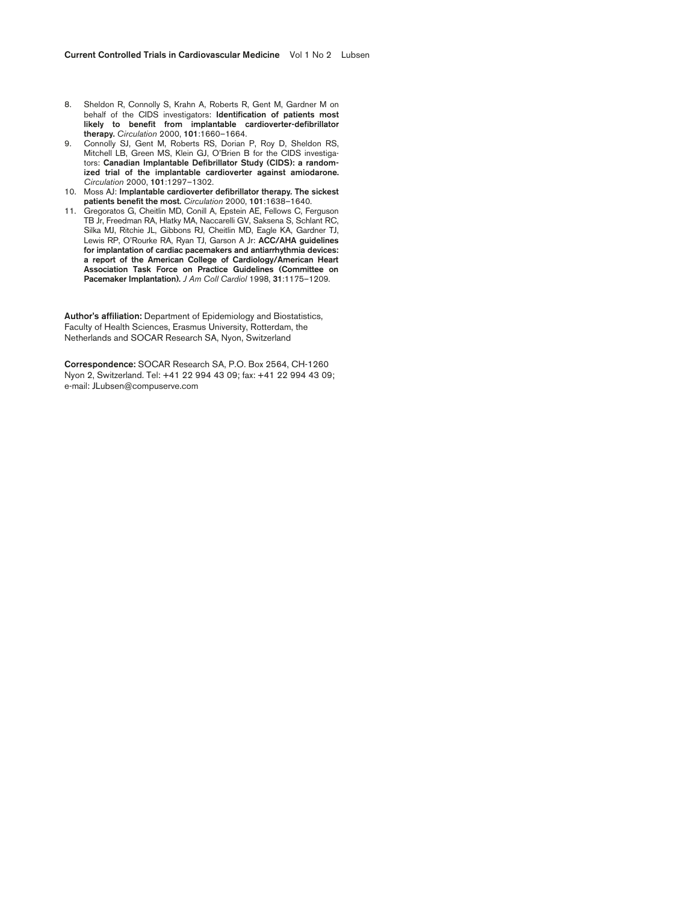8. Sheldon R, Connolly S, Krahn A, Roberts R, Gent M, Gardner M on behalf of the CIDS investigators: **Identification of patients most likely to benefit from implantable cardioverter-defibrillator therapy.** *Circulation* 2000, **101**:1660–1664.
9. Connolly SJ, Gent M, Roberts RS, Dorian P, Roy D, Sheldon RS, Mitchell LB, Green MS, Klein GJ, O'Brien B for the CIDS investigators: **Canadian Implantable Defibrillator Study (CIDS): a randomized trial of the implantable cardioverter against amiodarone.** *Circulation* 2000, **101**:1297–1302.
10. Moss AJ: **Implantable cardioverter defibrillator therapy. The sickest patients benefit the most.** *Circulation* 2000, **101**:1638–1640.
11. Gregoratos G, Cheitlin MD, Conill A, Epstein AE, Fellows C, Ferguson TB Jr, Freedman RA, Hlatky MA, Naccarelli GV, Saksena S, Schlant RC, Silka MJ, Ritchie JL, Gibbons RJ, Cheitlin MD, Eagle KA, Gardner TJ, Lewis RP, O'Rourke RA, Ryan TJ, Garson A Jr: **ACC/AHA guidelines for implantation of cardiac pacemakers and antiarrhythmia devices: a report of the American College of Cardiology/American Heart Association Task Force on Practice Guidelines (Committee on Pacemaker Implantation).** *J Am Coll Cardiol* 1998, **31**:1175–1209.

**Author's affiliation:** Department of Epidemiology and Biostatistics, Faculty of Health Sciences, Erasmus University, Rotterdam, the Netherlands and SOCAR Research SA, Nyon, Switzerland

**Correspondence:** SOCAR Research SA, P.O. Box 2564, CH-1260 Nyon 2, Switzerland. Tel: +41 22 994 43 09; fax: +41 22 994 43 09; e-mail: JLubsen@compuserve.com